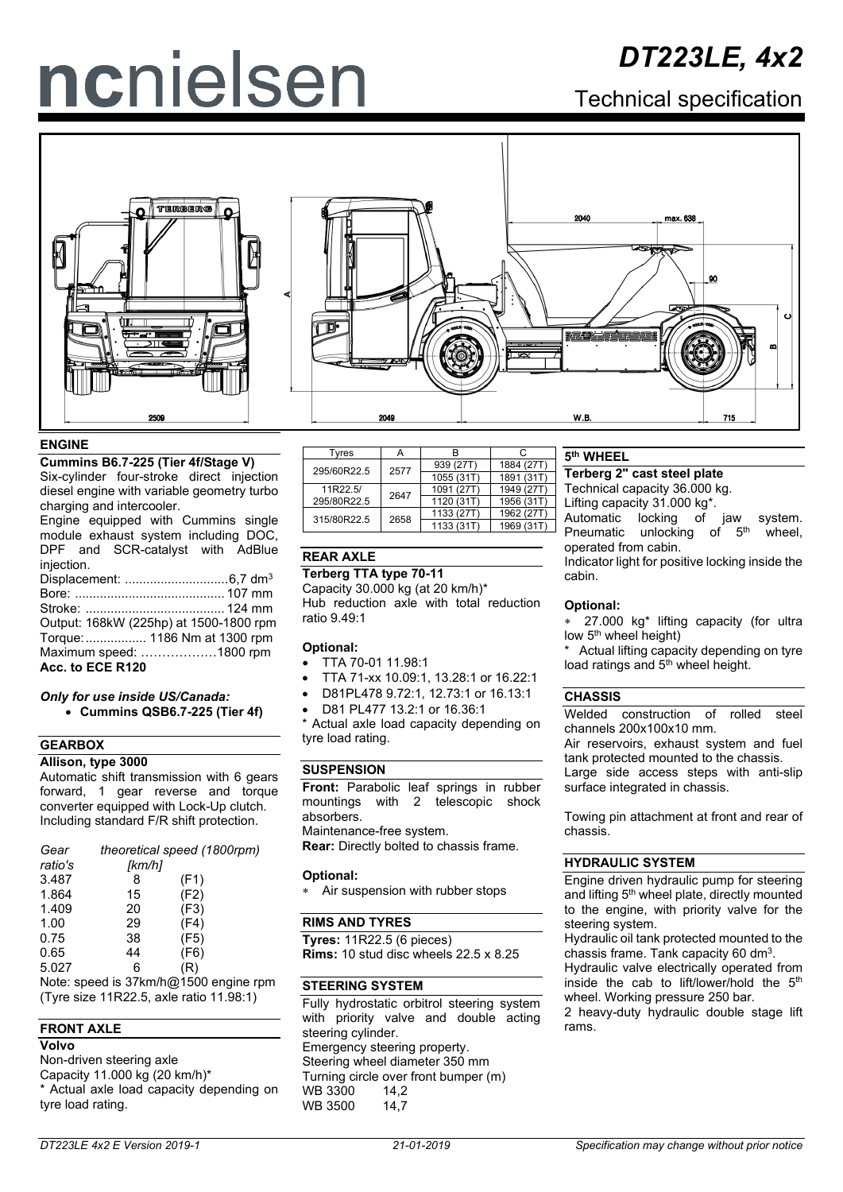# DT223LE, 4x2

## Technical specification

## ENGINE

**Cummins B6.7-225 (Tier 4f/Stage V)**

Six-cylinder four-stroke direct injection diesel engine with variable geometry turbo charging and intercooler.

Engine equipped with Cummins single module exhaust system including DOC, DPF and SCR-catalyst with AdBlue injection.

Displacement: ............................6,7 dm³
Bore: ......................................... 107 mm
Stroke: ....................................... 124 mm
Output: 168kW (225hp) at 1500-1800 rpm
Torque: ................. 1186 Nm at 1300 rpm
Maximum speed: ………………1800 rpm
**Acc. to ECE R120**

*Only for use inside US/Canada:*

- **Cummins QSB6.7-225 (Tier 4f)**

## GEARBOX

**Allison, type 3000**

Automatic shift transmission with 6 gears forward, 1 gear reverse and torque converter equipped with Lock-Up clutch. Including standard F/R shift protection.

| *Gear ratio's* | *theoretical speed (1800rpm) [km/h]* | |
|---|---|---|
| 3.487 | 8 | (F1) |
| 1.864 | 15 | (F2) |
| 1.409 | 20 | (F3) |
| 1.00 | 29 | (F4) |
| 0.75 | 38 | (F5) |
| 0.65 | 44 | (F6) |
| 5.027 | 6 | (R) |

Note: speed is 37km/h@1500 engine rpm (Tyre size 11R22.5, axle ratio 11.98:1)

## FRONT AXLE

**Volvo**

Non-driven steering axle
Capacity 11.000 kg (20 km/h)*
* Actual axle load capacity depending on tyre load rating.

| Tyres | A | B | C |
|---|---|---|---|
| 295/60R22.5 | 2577 | 939 (27T) | 1884 (27T) |
| | | 1055 (31T) | 1891 (31T) |
| 11R22.5/ 295/80R22.5 | 2647 | 1091 (27T) | 1949 (27T) |
| | | 1120 (31T) | 1956 (31T) |
| 315/80R22.5 | 2658 | 1133 (27T) | 1962 (27T) |
| | | 1133 (31T) | 1969 (31T) |

## REAR AXLE

**Terberg TTA type 70-11**

Capacity 30.000 kg (at 20 km/h)*
Hub reduction axle with total reduction ratio 9.49:1

**Optional:**

- TTA 70-01 11.98:1
- TTA 71-xx 10.09:1, 13.28:1 or 16.22:1
- D81PL478 9.72:1, 12.73:1 or 16.13:1
- D81 PL477 13.2:1 or 16.36:1

* Actual axle load capacity depending on tyre load rating.

## SUSPENSION

**Front:** Parabolic leaf springs in rubber mountings with 2 telescopic shock absorbers.
Maintenance-free system.
**Rear:** Directly bolted to chassis frame.

**Optional:**

- Air suspension with rubber stops

## RIMS AND TYRES

**Tyres:** 11R22.5 (6 pieces)
**Rims:** 10 stud disc wheels 22.5 x 8.25

## STEERING SYSTEM

Fully hydrostatic orbitrol steering system with priority valve and double acting steering cylinder.
Emergency steering property.
Steering wheel diameter 350 mm
Turning circle over front bumper (m)
WB 3300 14,2
WB 3500 14,7

## 5th WHEEL

**Terberg 2" cast steel plate**

Technical capacity 36.000 kg.
Lifting capacity 31.000 kg*.
Automatic locking of jaw system. Pneumatic unlocking of 5th wheel, operated from cabin.
Indicator light for positive locking inside the cabin.

**Optional:**

- 27.000 kg* lifting capacity (for ultra low 5th wheel height)

* Actual lifting capacity depending on tyre load ratings and 5th wheel height.

## CHASSIS

Welded construction of rolled steel channels 200x100x10 mm.
Air reservoirs, exhaust system and fuel tank protected mounted to the chassis.
Large side access steps with anti-slip surface integrated in chassis.

Towing pin attachment at front and rear of chassis.

## HYDRAULIC SYSTEM

Engine driven hydraulic pump for steering and lifting 5th wheel plate, directly mounted to the engine, with priority valve for the steering system.
Hydraulic oil tank protected mounted to the chassis frame. Tank capacity 60 dm³.
Hydraulic valve electrically operated from inside the cab to lift/lower/hold the 5th wheel. Working pressure 250 bar.
2 heavy-duty hydraulic double stage lift rams.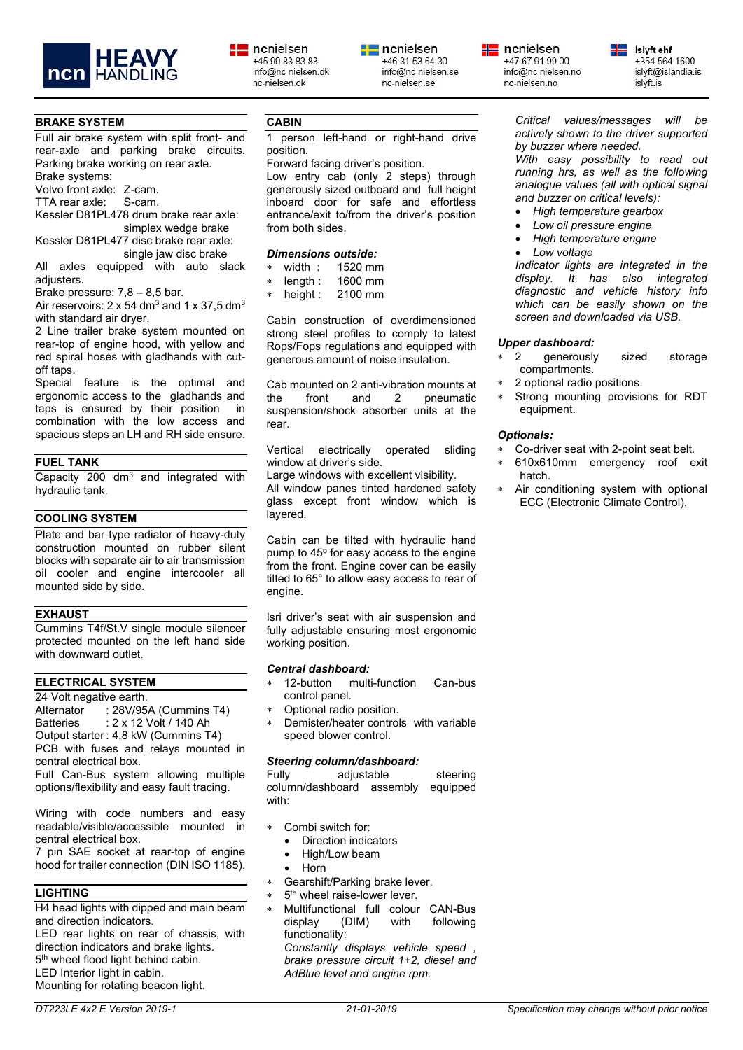## BRAKE SYSTEM

Full air brake system with split front- and rear-axle and parking brake circuits.
Parking brake working on rear axle.
Brake systems:
Volvo front axle: Z-cam.
TTA rear axle: S-cam.
Kessler D81PL478 drum brake rear axle: simplex wedge brake
Kessler D81PL477 disc brake rear axle: single jaw disc brake
All axles equipped with auto slack adjusters.
Brake pressure: 7,8 – 8,5 bar.
Air reservoirs: 2 x 54 dm$^3$ and 1 x 37,5 dm$^3$ with standard air dryer.
2 Line trailer brake system mounted on rear-top of engine hood, with yellow and red spiral hoses with gladhands with cut-off taps.
Special feature is the optimal and ergonomic access to the gladhands and taps is ensured by their position in combination with the low access and spacious steps an LH and RH side ensure.

## FUEL TANK

Capacity 200 dm$^3$ and integrated with hydraulic tank.

## COOLING SYSTEM

Plate and bar type radiator of heavy-duty construction mounted on rubber silent blocks with separate air to air transmission oil cooler and engine intercooler all mounted side by side.

## EXHAUST

Cummins T4f/St.V single module silencer protected mounted on the left hand side with downward outlet.

## ELECTRICAL SYSTEM

24 Volt negative earth.
Alternator : 28V/95A (Cummins T4)
Batteries : 2 x 12 Volt / 140 Ah
Output starter : 4,8 kW (Cummins T4)
PCB with fuses and relays mounted in central electrical box.
Full Can-Bus system allowing multiple options/flexibility and easy fault tracing.

Wiring with code numbers and easy readable/visible/accessible mounted in central electrical box.
7 pin SAE socket at rear-top of engine hood for trailer connection (DIN ISO 1185).

## LIGHTING

H4 head lights with dipped and main beam and direction indicators.
LED rear lights on rear of chassis, with direction indicators and brake lights.
5[th] wheel flood light behind cabin.
LED Interior light in cabin.
Mounting for rotating beacon light.

## CABIN

1 person left-hand or right-hand drive position.
Forward facing driver's position.
Low entry cab (only 2 steps) through generously sized outboard and full height inboard door for safe and effortless entrance/exit to/from the driver's position from both sides.

***Dimensions outside:***

- width : 1520 mm
- length : 1600 mm
- height : 2100 mm

Cabin construction of overdimensioned strong steel profiles to comply to latest Rops/Fops regulations and equipped with generous amount of noise insulation.

Cab mounted on 2 anti-vibration mounts at the front and 2 pneumatic suspension/shock absorber units at the rear.

Vertical electrically operated sliding window at driver's side.
Large windows with excellent visibility.
All window panes tinted hardened safety glass except front window which is layered.

Cabin can be tilted with hydraulic hand pump to 45° for easy access to the engine from the front. Engine cover can be easily tilted to 65° to allow easy access to rear of engine.

Isri driver's seat with air suspension and fully adjustable ensuring most ergonomic working position.

***Central dashboard:***

- 12-button multi-function Can-bus control panel.
- Optional radio position.
- Demister/heater controls with variable speed blower control.

***Steering column/dashboard:***

Fully adjustable steering column/dashboard assembly equipped with:

- Combi switch for:
  - Direction indicators
  - High/Low beam
  - Horn
- Gearshift/Parking brake lever.
- 5[th] wheel raise-lower lever.
- Multifunctional full colour CAN-Bus display (DIM) with following functionality:
  *Constantly displays vehicle speed , brake pressure circuit 1+2, diesel and AdBlue level and engine rpm.*

*Critical values/messages will be actively shown to the driver supported by buzzer where needed.*
*With easy possibility to read out running hrs, as well as the following analogue values (all with optical signal and buzzer on critical levels):*

- *High temperature gearbox*
- *Low oil pressure engine*
- *High temperature engine*
- *Low voltage*

*Indicator lights are integrated in the display. It has also integrated diagnostic and vehicle history info which can be easily shown on the screen and downloaded via USB.*

***Upper dashboard:***

- 2 generously sized storage compartments.
- 2 optional radio positions.
- Strong mounting provisions for RDT equipment.

***Optionals:***

- Co-driver seat with 2-point seat belt.
- 610x610mm emergency roof exit hatch.
- Air conditioning system with optional ECC (Electronic Climate Control).

*DT223LE 4x2 E Version 2019-1* *21-01-2019* *Specification may change without prior notice*